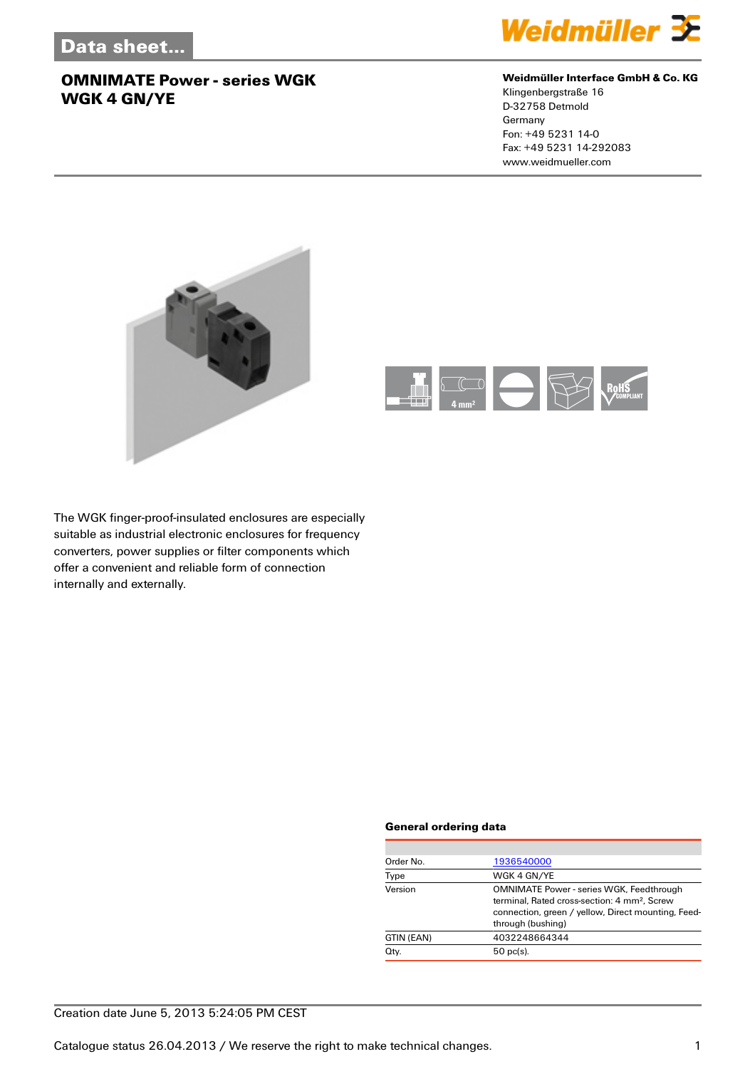# OMNIMATE Power - series WGK
# WGK 4 GN/YE

**Weidmüller Interface GmbH & Co. KG**
Klingenbergstraße 16
D-32758 Detmold
Germany
Fon: +49 5231 14-0
Fax: +49 5231 14-292083
www.weidmueller.com

The WGK finger-proof-insulated enclosures are especially suitable as industrial electronic enclosures for frequency converters, power supplies or filter components which offer a convenient and reliable form of connection internally and externally.

### General ordering data

| | |
|---|---|
| Order No. | 1936540000 |
| Type | WGK 4 GN/YE |
| Version | OMNIMATE Power - series WGK, Feedthrough terminal, Rated cross-section: 4 mm², Screw connection, green / yellow, Direct mounting, Feed-through (bushing) |
| GTIN (EAN) | 4032248664344 |
| Qty. | 50 pc(s). |

Creation date June 5, 2013 5:24:05 PM CEST

Catalogue status 26.04.2013 / We reserve the right to make technical changes.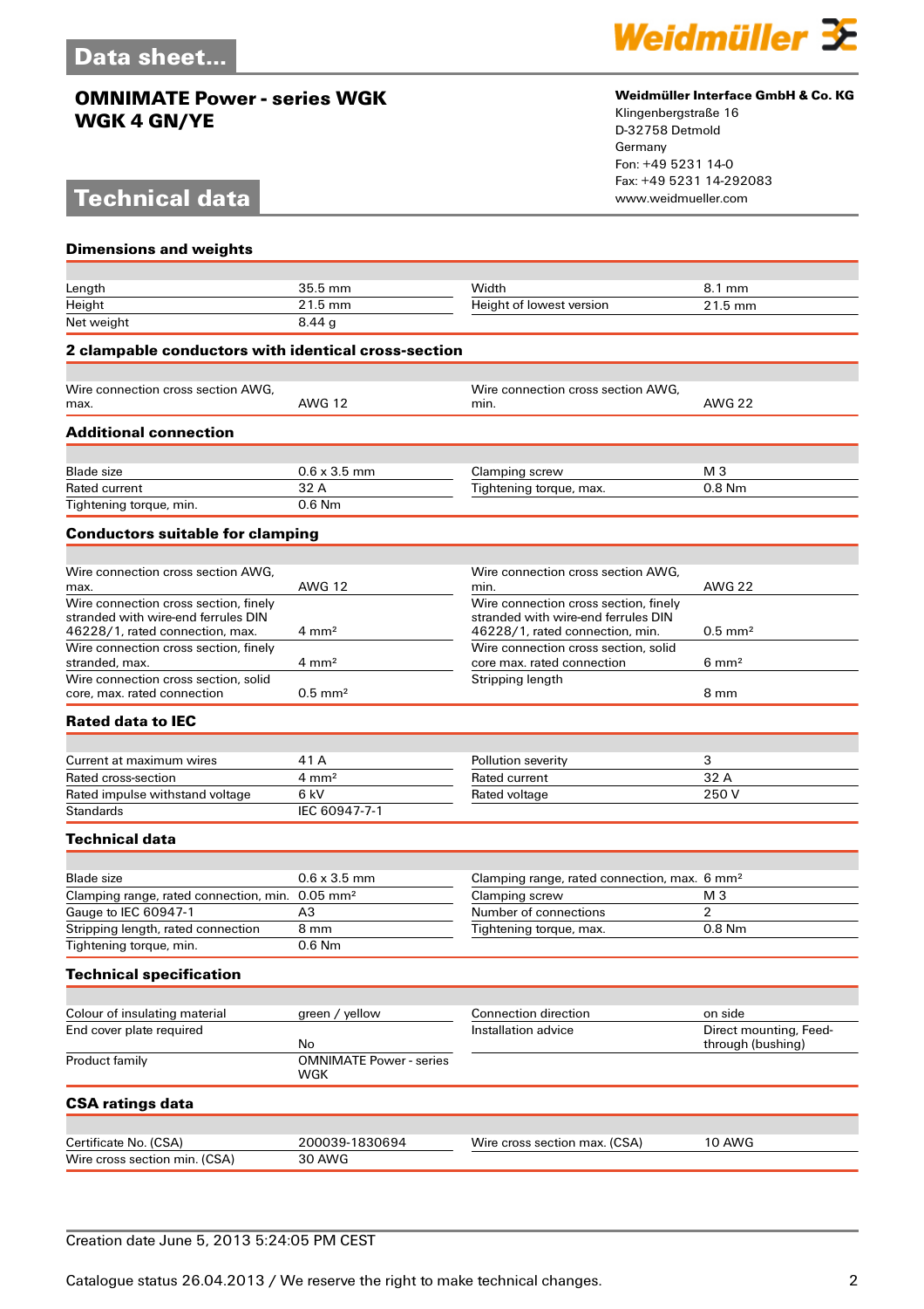# Data sheet...

## OMNIMATE Power - series WGK
## WGK 4 GN/YE

**Weidmüller Interface GmbH & Co. KG**
Klingenbergstraße 16
D-32758 Detmold
Germany
Fon: +49 5231 14-0
Fax: +49 5231 14-292083
www.weidmueller.com

# Technical data

### Dimensions and weights

| | | | |
|---|---|---|---|
| Length | 35.5 mm | Width | 8.1 mm |
| Height | 21.5 mm | Height of lowest version | 21.5 mm |
| Net weight | 8.44 g | | |

### 2 clampable conductors with identical cross-section

| | | | |
|---|---|---|---|
| Wire connection cross section AWG, max. | AWG 12 | Wire connection cross section AWG, min. | AWG 22 |

### Additional connection

| | | | |
|---|---|---|---|
| Blade size | 0.6 x 3.5 mm | Clamping screw | M 3 |
| Rated current | 32 A | Tightening torque, max. | 0.8 Nm |
| Tightening torque, min. | 0.6 Nm | | |

### Conductors suitable for clamping

| | | | |
|---|---|---|---|
| Wire connection cross section AWG, max. | AWG 12 | Wire connection cross section AWG, min. | AWG 22 |
| Wire connection cross section, finely stranded with wire-end ferrules DIN 46228/1, rated connection, max. | 4 mm² | Wire connection cross section, finely stranded with wire-end ferrules DIN 46228/1, rated connection, min. | 0.5 mm² |
| Wire connection cross section, finely stranded, max. | 4 mm² | Wire connection cross section, solid core max. rated connection | 6 mm² |
| Wire connection cross section, solid core, max. rated connection | 0.5 mm² | Stripping length | 8 mm |

### Rated data to IEC

| | | | |
|---|---|---|---|
| Current at maximum wires | 41 A | Pollution severity | 3 |
| Rated cross-section | 4 mm² | Rated current | 32 A |
| Rated impulse withstand voltage | 6 kV | Rated voltage | 250 V |
| Standards | IEC 60947-7-1 | | |

### Technical data

| | | | |
|---|---|---|---|
| Blade size | 0.6 x 3.5 mm | Clamping range, rated connection, max. | 6 mm² |
| Clamping range, rated connection, min. | 0.05 mm² | Clamping screw | M 3 |
| Gauge to IEC 60947-1 | A3 | Number of connections | 2 |
| Stripping length, rated connection | 8 mm | Tightening torque, max. | 0.8 Nm |
| Tightening torque, min. | 0.6 Nm | | |

### Technical specification

| | | | |
|---|---|---|---|
| Colour of insulating material | green / yellow | Connection direction | on side |
| End cover plate required | No | Installation advice | Direct mounting, Feed-through (bushing) |
| Product family | OMNIMATE Power - series WGK | | |

### CSA ratings data

| | | | |
|---|---|---|---|
| Certificate No. (CSA) | 200039-1830694 | Wire cross section max. (CSA) | 10 AWG |
| Wire cross section min. (CSA) | 30 AWG | | |

Creation date June 5, 2013 5:24:05 PM CEST

Catalogue status 26.04.2013 / We reserve the right to make technical changes.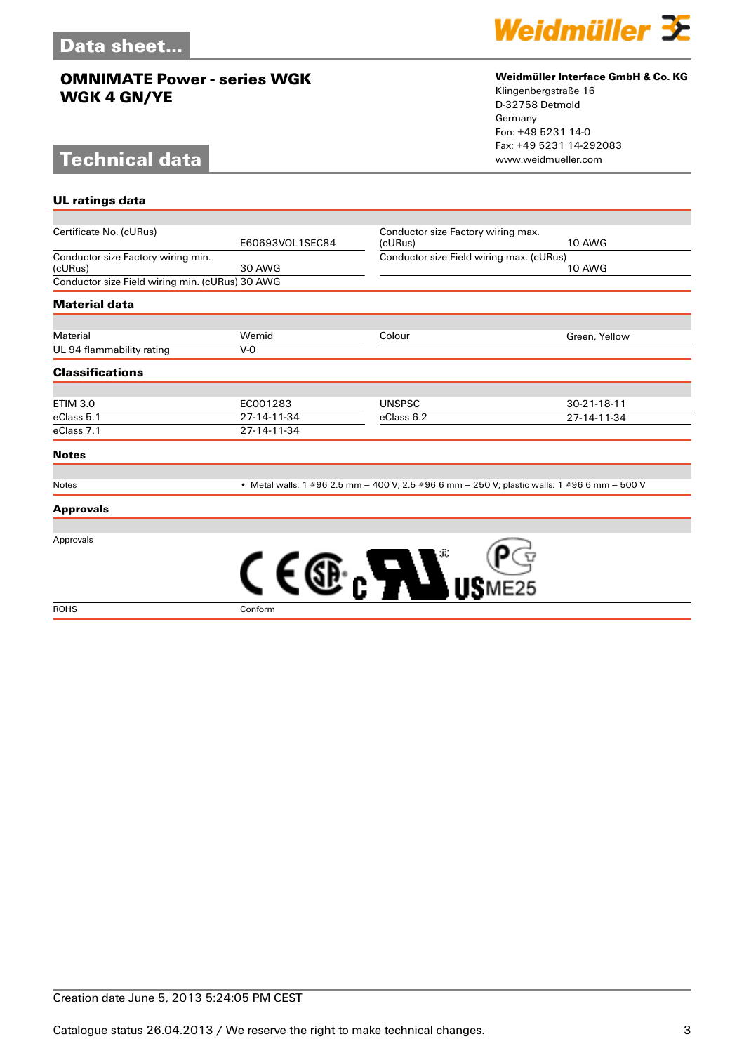# Data sheet...

## OMNIMATE Power - series WGK
## WGK 4 GN/YE

**Weidmüller Interface GmbH & Co. KG**
Klingenbergstraße 16
D-32758 Detmold
Germany
Fon: +49 5231 14-0
Fax: +49 5231 14-292083
www.weidmueller.com

# Technical data

### UL ratings data

| | | | |
|---|---|---|---|
| Certificate No. (cURus) | E60693VOL1SEC84 | Conductor size Factory wiring max. (cURus) | 10 AWG |
| Conductor size Factory wiring min. (cURus) | 30 AWG | Conductor size Field wiring max. (cURus) | 10 AWG |
| Conductor size Field wiring min. (cURus) | 30 AWG | | |

### Material data

| | | | |
|---|---|---|---|
| Material | Wemid | Colour | Green, Yellow |
| UL 94 flammability rating | V-0 | | |

### Classifications

| | | | |
|---|---|---|---|
| ETIM 3.0 | EC001283 | UNSPSC | 30-21-18-11 |
| eClass 5.1 | 27-14-11-34 | eClass 6.2 | 27-14-11-34 |
| eClass 7.1 | 27-14-11-34 | | |

### Notes

| | |
|---|---|
| Notes | • Metal walls: 1 #96 2.5 mm = 400 V; 2.5 #96 6 mm = 250 V; plastic walls: 1 #96 6 mm = 500 V |

### Approvals

| | |
|---|---|
| Approvals | |
| ROHS | Conform |

Creation date June 5, 2013 5:24:05 PM CEST

Catalogue status 26.04.2013 / We reserve the right to make technical changes.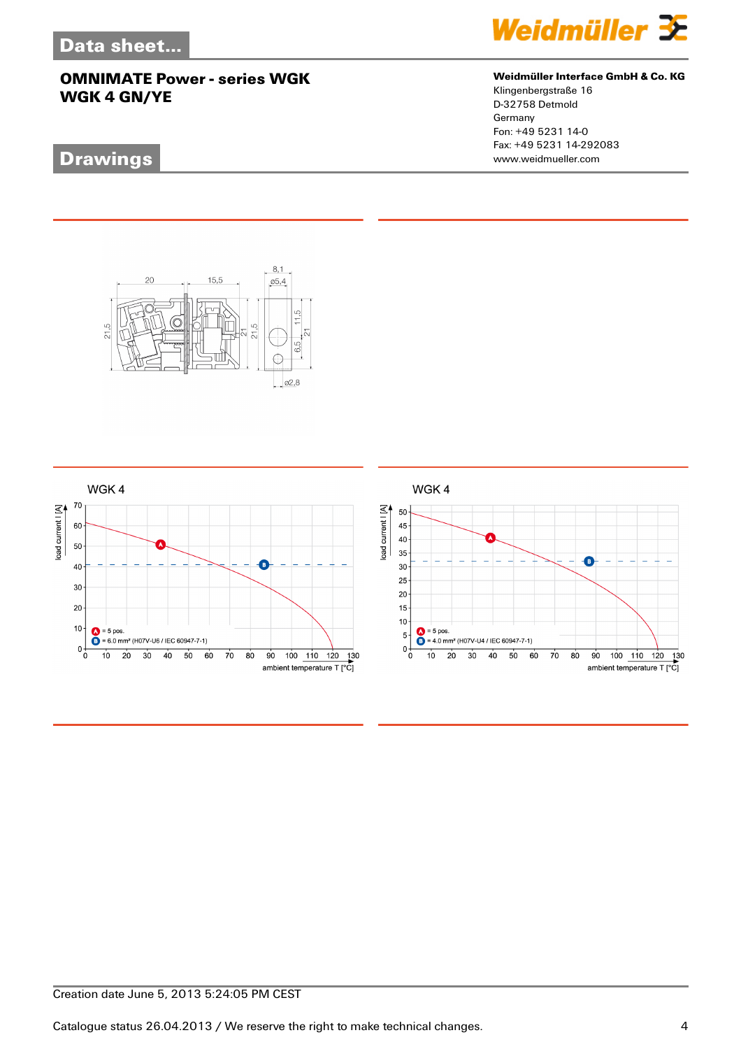# Data sheet...

## OMNIMATE Power - series WGK
## WGK 4 GN/YE

**Weidmüller Interface GmbH & Co. KG**
Klingenbergstraße 16
D-32758 Detmold
Germany
Fon: +49 5231 14-0
Fax: +49 5231 14-292083
www.weidmueller.com

## Drawings

20
15,5
8,1
ø5,4
21,5
21
21,5
11,5
21
6,5
ø2,8

WGK 4

load current I [A]
70
60
50
40
30
20
10
0
0 10 20 30 40 50 60 70 80 90 100 110 120 130
ambient temperature T [°C]

A = 5 pos.
B = 6.0 mm² (H07V-U6 / IEC 60947-7-1)

WGK 4

load current I [A]
50
45
40
35
30
25
20
15
10
5
0
0 10 20 30 40 50 60 70 80 90 100 110 120 130
ambient temperature T [°C]

A = 5 pos.
B = 4.0 mm² (H07V-U4 / IEC 60947-7-1)

Creation date June 5, 2013 5:24:05 PM CEST

Catalogue status 26.04.2013 / We reserve the right to make technical changes.